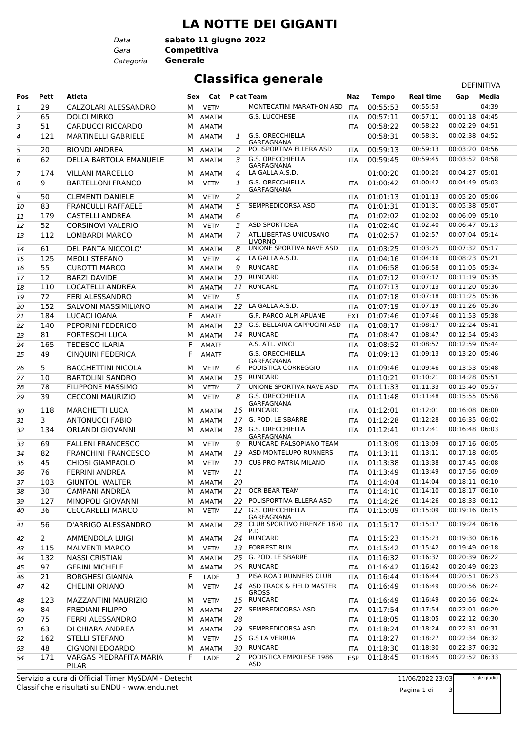# LA NOTTE DEI GIGANTI

*Data* **sabato 11 giugno 2022**
*Gara* **Competitiva**
*Categoria* **Generale**

## Classifica generale

DEFINITIVA

| Pos | Pett | Atleta | Sex | Cat | P cat | Team | Naz | Tempo | Real time | Gap | Media |
|---|---|---|---|---|---|---|---|---|---|---|---|
| 1 | 29 | CALZOLARI ALESSANDRO | M | VETM | | MONTECATINI MARATHON ASD | ITA | 00:55:53 | 00:55:53 | | 04:39 |
| 2 | 65 | DOLCI MIRKO | M | AMATM | | G.S. LUCCHESE | ITA | 00:57:11 | 00:57:11 | 00:01:18 | 04:45 |
| 3 | 51 | CARDUCCI RICCARDO | M | AMATM | | | ITA | 00:58:22 | 00:58:22 | 00:02:29 | 04:51 |
| 4 | 121 | MARTINELLI GABRIELE | M | AMATM | 1 | G.S. ORECCHIELLA GARFAGNANA | | 00:58:31 | 00:58:31 | 00:02:38 | 04:52 |
| 5 | 20 | BIONDI ANDREA | M | AMATM | 2 | POLISPORTIVA ELLERA ASD | ITA | 00:59:13 | 00:59:13 | 00:03:20 | 04:56 |
| 6 | 62 | DELLA BARTOLA EMANUELE | M | AMATM | 3 | G.S. ORECCHIELLA GARFAGNANA | ITA | 00:59:45 | 00:59:45 | 00:03:52 | 04:58 |
| 7 | 174 | VILLANI MARCELLO | M | AMATM | 4 | LA GALLA A.S.D. | | 01:00:20 | 01:00:20 | 00:04:27 | 05:01 |
| 8 | 9 | BARTELLONI FRANCO | M | VETM | 1 | G.S. ORECCHIELLA GARFAGNANA | ITA | 01:00:42 | 01:00:42 | 00:04:49 | 05:03 |
| 9 | 50 | CLEMENTI DANIELE | M | VETM | 2 | | ITA | 01:01:13 | 01:01:13 | 00:05:20 | 05:06 |
| 10 | 83 | FRANCULLI RAFFAELE | M | AMATM | 5 | SEMPREDICORSA ASD | ITA | 01:01:31 | 01:01:31 | 00:05:38 | 05:07 |
| 11 | 179 | CASTELLI ANDREA | M | AMATM | 6 | | ITA | 01:02:02 | 01:02:02 | 00:06:09 | 05:10 |
| 12 | 52 | CORSINOVI VALERIO | M | VETM | 3 | ASD SPORTIDEA | ITA | 01:02:40 | 01:02:40 | 00:06:47 | 05:13 |
| 13 | 112 | LOMBARDI MARCO | M | AMATM | 7 | ATL.LIBERTAS UNICUSANO LIVORNO | ITA | 01:02:57 | 01:02:57 | 00:07:04 | 05:14 |
| 14 | 61 | DEL PANTA NICCOLO' | M | AMATM | 8 | UNIONE SPORTIVA NAVE ASD | ITA | 01:03:25 | 01:03:25 | 00:07:32 | 05:17 |
| 15 | 125 | MEOLI STEFANO | M | VETM | 4 | LA GALLA A.S.D. | ITA | 01:04:16 | 01:04:16 | 00:08:23 | 05:21 |
| 16 | 55 | CUROTTI MARCO | M | AMATM | 9 | RUNCARD | ITA | 01:06:58 | 01:06:58 | 00:11:05 | 05:34 |
| 17 | 12 | BARZI DAVIDE | M | AMATM | 10 | RUNCARD | ITA | 01:07:12 | 01:07:12 | 00:11:19 | 05:35 |
| 18 | 110 | LOCATELLI ANDREA | M | AMATM | 11 | RUNCARD | ITA | 01:07:13 | 01:07:13 | 00:11:20 | 05:36 |
| 19 | 72 | FERI ALESSANDRO | M | VETM | 5 | | ITA | 01:07:18 | 01:07:18 | 00:11:25 | 05:36 |
| 20 | 152 | SALVONI MASSIMILIANO | M | AMATM | 12 | LA GALLA A.S.D. | ITA | 01:07:19 | 01:07:19 | 00:11:26 | 05:36 |
| 21 | 184 | LUCACI IOANA | F | AMATF | | G.P. PARCO ALPI APUANE | EXT | 01:07:46 | 01:07:46 | 00:11:53 | 05:38 |
| 22 | 140 | PEPORINI FEDERICO | M | AMATM | 13 | G.S. BELLARIA CAPPUCINI ASD | ITA | 01:08:17 | 01:08:17 | 00:12:24 | 05:41 |
| 23 | 81 | FORTESCHI LUCA | M | AMATM | 14 | RUNCARD | ITA | 01:08:47 | 01:08:47 | 00:12:54 | 05:43 |
| 24 | 165 | TEDESCO ILARIA | F | AMATF | | A.S. ATL. VINCI | ITA | 01:08:52 | 01:08:52 | 00:12:59 | 05:44 |
| 25 | 49 | CINQUINI FEDERICA | F | AMATF | | G.S. ORECCHIELLA GARFAGNANA | ITA | 01:09:13 | 01:09:13 | 00:13:20 | 05:46 |
| 26 | 5 | BACCHETTINI NICOLA | M | VETM | 6 | PODISTICA CORREGGIO | ITA | 01:09:46 | 01:09:46 | 00:13:53 | 05:48 |
| 27 | 10 | BARTOLINI SANDRO | M | AMATM | 15 | RUNCARD | | 01:10:21 | 01:10:21 | 00:14:28 | 05:51 |
| 28 | 78 | FILIPPONE MASSIMO | M | VETM | 7 | UNIONE SPORTIVA NAVE ASD | ITA | 01:11:33 | 01:11:33 | 00:15:40 | 05:57 |
| 29 | 39 | CECCONI MAURIZIO | M | VETM | 8 | G.S. ORECCHIELLA GARFAGNANA | ITA | 01:11:48 | 01:11:48 | 00:15:55 | 05:58 |
| 30 | 118 | MARCHETTI LUCA | M | AMATM | 16 | RUNCARD | ITA | 01:12:01 | 01:12:01 | 00:16:08 | 06:00 |
| 31 | 3 | ANTONUCCI FABIO | M | AMATM | 17 | G. POD. LE SBARRE | ITA | 01:12:28 | 01:12:28 | 00:16:35 | 06:02 |
| 32 | 134 | ORLANDI GIOVANNI | M | AMATM | 18 | G.S. ORECCHIELLA GARFAGNANA | ITA | 01:12:41 | 01:12:41 | 00:16:48 | 06:03 |
| 33 | 69 | FALLENI FRANCESCO | M | VETM | 9 | RUNCARD FALSOPIANO TEAM | | 01:13:09 | 01:13:09 | 00:17:16 | 06:05 |
| 34 | 82 | FRANCHINI FRANCESCO | M | AMATM | 19 | ASD MONTELUPO RUNNERS | ITA | 01:13:11 | 01:13:11 | 00:17:18 | 06:05 |
| 35 | 45 | CHIOSI GIAMPAOLO | M | VETM | 10 | CUS PRO PATRIA MILANO | ITA | 01:13:38 | 01:13:38 | 00:17:45 | 06:08 |
| 36 | 76 | FERRINI ANDREA | M | VETM | 11 | | ITA | 01:13:49 | 01:13:49 | 00:17:56 | 06:09 |
| 37 | 103 | GIUNTOLI WALTER | M | AMATM | 20 | | ITA | 01:14:04 | 01:14:04 | 00:18:11 | 06:10 |
| 38 | 30 | CAMPANI ANDREA | M | AMATM | 21 | OCR BEAR TEAM | ITA | 01:14:10 | 01:14:10 | 00:18:17 | 06:10 |
| 39 | 127 | MINOPOLI GIOVANNI | M | AMATM | 22 | POLISPORTIVA ELLERA ASD | ITA | 01:14:26 | 01:14:26 | 00:18:33 | 06:12 |
| 40 | 36 | CECCARELLI MARCO | M | VETM | 12 | G.S. ORECCHIELLA GARFAGNANA | ITA | 01:15:09 | 01:15:09 | 00:19:16 | 06:15 |
| 41 | 56 | D'ARRIGO ALESSANDRO | M | AMATM | 23 | CLUB SPORTIVO FIRENZE 1870 P.D | ITA | 01:15:17 | 01:15:17 | 00:19:24 | 06:16 |
| 42 | 2 | AMMENDOLA LUIGI | M | AMATM | 24 | RUNCARD | ITA | 01:15:23 | 01:15:23 | 00:19:30 | 06:16 |
| 43 | 115 | MALVENTI MARCO | M | VETM | 13 | FORREST RUN | ITA | 01:15:42 | 01:15:42 | 00:19:49 | 06:18 |
| 44 | 132 | NASSI CRISTIAN | M | AMATM | 25 | G. POD. LE SBARRE | ITA | 01:16:32 | 01:16:32 | 00:20:39 | 06:22 |
| 45 | 97 | GERINI MICHELE | M | AMATM | 26 | RUNCARD | ITA | 01:16:42 | 01:16:42 | 00:20:49 | 06:23 |
| 46 | 21 | BORGHESI GIANNA | F | LADF | 1 | PISA ROAD RUNNERS CLUB | ITA | 01:16:44 | 01:16:44 | 00:20:51 | 06:23 |
| 47 | 42 | CHELINI ORIANO | M | VETM | 14 | ASD TRACK & FIELD MASTER GROSS | ITA | 01:16:49 | 01:16:49 | 00:20:56 | 06:24 |
| 48 | 123 | MAZZANTINI MAURIZIO | M | VETM | 15 | RUNCARD | ITA | 01:16:49 | 01:16:49 | 00:20:56 | 06:24 |
| 49 | 84 | FREDIANI FILIPPO | M | AMATM | 27 | SEMPREDICORSA ASD | ITA | 01:17:54 | 01:17:54 | 00:22:01 | 06:29 |
| 50 | 75 | FERRI ALESSANDRO | M | AMATM | 28 | | ITA | 01:18:05 | 01:18:05 | 00:22:12 | 06:30 |
| 51 | 63 | DI CHIARA ANDREA | M | AMATM | 29 | SEMPREDICORSA ASD | ITA | 01:18:24 | 01:18:24 | 00:22:31 | 06:31 |
| 52 | 162 | STELLI STEFANO | M | VETM | 16 | G.S LA VERRUA | ITA | 01:18:27 | 01:18:27 | 00:22:34 | 06:32 |
| 53 | 48 | CIGNONI EDOARDO | M | AMATM | 30 | RUNCARD | ITA | 01:18:30 | 01:18:30 | 00:22:37 | 06:32 |
| 54 | 171 | VARGAS PIEDRAFITA MARIA PILAR | F | LADF | 2 | PODISTICA EMPOLESE 1986 ASD | ESP | 01:18:45 | 01:18:45 | 00:22:52 | 06:33 |

Servizio a cura di Official Timer MySDAM - Detecht
Classifiche e risultati su ENDU - www.endu.net

11/06/2022 23:03

sigle giudici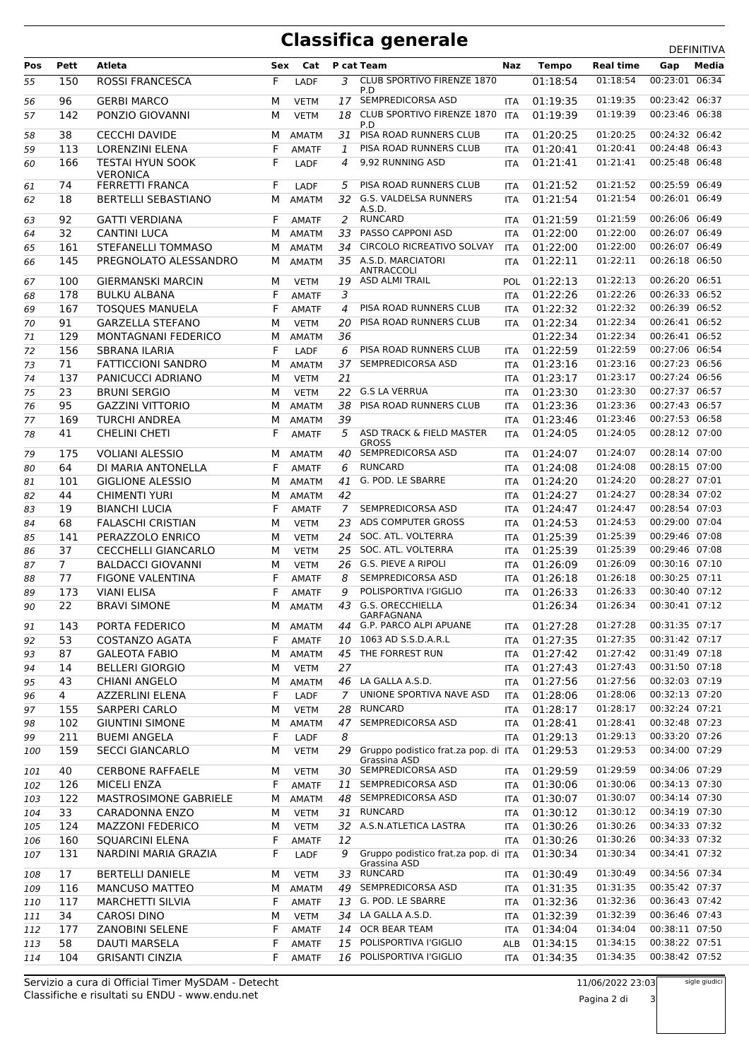# Classifica generale

DEFINITIVA

| Pos | Pett | Atleta | Sex | Cat | P cat | Team | Naz | Tempo | Real time | Gap | Media |
|---|---|---|---|---|---|---|---|---|---|---|---|
| 55 | 150 | ROSSI FRANCESCA | F | LADF | 3 | CLUB SPORTIVO FIRENZE 1870 P.D | | 01:18:54 | 01:18:54 | 00:23:01 | 06:34 |
| 56 | 96 | GERBI MARCO | M | VETM | 17 | SEMPREDICORSA ASD | ITA | 01:19:35 | 01:19:35 | 00:23:42 | 06:37 |
| 57 | 142 | PONZIO GIOVANNI | M | VETM | 18 | CLUB SPORTIVO FIRENZE 1870 P.D | ITA | 01:19:39 | 01:19:39 | 00:23:46 | 06:38 |
| 58 | 38 | CECCHI DAVIDE | M | AMATM | 31 | PISA ROAD RUNNERS CLUB | ITA | 01:20:25 | 01:20:25 | 00:24:32 | 06:42 |
| 59 | 113 | LORENZINI ELENA | F | AMATF | 1 | PISA ROAD RUNNERS CLUB | ITA | 01:20:41 | 01:20:41 | 00:24:48 | 06:43 |
| 60 | 166 | TESTAI HYUN SOOK VERONICA | F | LADF | 4 | 9,92 RUNNING ASD | ITA | 01:21:41 | 01:21:41 | 00:25:48 | 06:48 |
| 61 | 74 | FERRETTI FRANCA | F | LADF | 5 | PISA ROAD RUNNERS CLUB | ITA | 01:21:52 | 01:21:52 | 00:25:59 | 06:49 |
| 62 | 18 | BERTELLI SEBASTIANO | M | AMATM | 32 | G.S. VALDELSA RUNNERS A.S.D. | ITA | 01:21:54 | 01:21:54 | 00:26:01 | 06:49 |
| 63 | 92 | GATTI VERDIANA | F | AMATF | 2 | RUNCARD | ITA | 01:21:59 | 01:21:59 | 00:26:06 | 06:49 |
| 64 | 32 | CANTINI LUCA | M | AMATM | 33 | PASSO CAPPONI ASD | ITA | 01:22:00 | 01:22:00 | 00:26:07 | 06:49 |
| 65 | 161 | STEFANELLI TOMMASO | M | AMATM | 34 | CIRCOLO RICREATIVO SOLVAY | ITA | 01:22:00 | 01:22:00 | 00:26:07 | 06:49 |
| 66 | 145 | PREGNOLATO ALESSANDRO | M | AMATM | 35 | A.S.D. MARCIATORI ANTRACCOLI | ITA | 01:22:11 | 01:22:11 | 00:26:18 | 06:50 |
| 67 | 100 | GIERMANSKI MARCIN | M | VETM | 19 | ASD ALMI TRAIL | POL | 01:22:13 | 01:22:13 | 00:26:20 | 06:51 |
| 68 | 178 | BULKU ALBANA | F | AMATF | 3 | | ITA | 01:22:26 | 01:22:26 | 00:26:33 | 06:52 |
| 69 | 167 | TOSQUES MANUELA | F | AMATF | 4 | PISA ROAD RUNNERS CLUB | ITA | 01:22:32 | 01:22:32 | 00:26:39 | 06:52 |
| 70 | 91 | GARZELLA STEFANO | M | VETM | 20 | PISA ROAD RUNNERS CLUB | ITA | 01:22:34 | 01:22:34 | 00:26:41 | 06:52 |
| 71 | 129 | MONTAGNANI FEDERICO | M | AMATM | 36 | | | 01:22:34 | 01:22:34 | 00:26:41 | 06:52 |
| 72 | 156 | SBRANA ILARIA | F | LADF | 6 | PISA ROAD RUNNERS CLUB | ITA | 01:22:59 | 01:22:59 | 00:27:06 | 06:54 |
| 73 | 71 | FATTICCIONI SANDRO | M | AMATM | 37 | SEMPREDICORSA ASD | ITA | 01:23:16 | 01:23:16 | 00:27:23 | 06:56 |
| 74 | 137 | PANICUCCI ADRIANO | M | VETM | 21 | | ITA | 01:23:17 | 01:23:17 | 00:27:24 | 06:56 |
| 75 | 23 | BRUNI SERGIO | M | VETM | 22 | G.S LA VERRUA | ITA | 01:23:30 | 01:23:30 | 00:27:37 | 06:57 |
| 76 | 95 | GAZZINI VITTORIO | M | AMATM | 38 | PISA ROAD RUNNERS CLUB | ITA | 01:23:36 | 01:23:36 | 00:27:43 | 06:57 |
| 77 | 169 | TURCHI ANDREA | M | AMATM | 39 | | ITA | 01:23:46 | 01:23:46 | 00:27:53 | 06:58 |
| 78 | 41 | CHELINI CHETI | F | AMATF | 5 | ASD TRACK & FIELD MASTER GROSS | ITA | 01:24:05 | 01:24:05 | 00:28:12 | 07:00 |
| 79 | 175 | VOLIANI ALESSIO | M | AMATM | 40 | SEMPREDICORSA ASD | ITA | 01:24:07 | 01:24:07 | 00:28:14 | 07:00 |
| 80 | 64 | DI MARIA ANTONELLA | F | AMATF | 6 | RUNCARD | ITA | 01:24:08 | 01:24:08 | 00:28:15 | 07:00 |
| 81 | 101 | GIGLIONE ALESSIO | M | AMATM | 41 | G. POD. LE SBARRE | ITA | 01:24:20 | 01:24:20 | 00:28:27 | 07:01 |
| 82 | 44 | CHIMENTI YURI | M | AMATM | 42 | | ITA | 01:24:27 | 01:24:27 | 00:28:34 | 07:02 |
| 83 | 19 | BIANCHI LUCIA | F | AMATF | 7 | SEMPREDICORSA ASD | ITA | 01:24:47 | 01:24:47 | 00:28:54 | 07:03 |
| 84 | 68 | FALASCHI CRISTIAN | M | VETM | 23 | ADS COMPUTER GROSS | ITA | 01:24:53 | 01:24:53 | 00:29:00 | 07:04 |
| 85 | 141 | PERAZZOLO ENRICO | M | VETM | 24 | SOC. ATL. VOLTERRA | ITA | 01:25:39 | 01:25:39 | 00:29:46 | 07:08 |
| 86 | 37 | CECCHELLI GIANCARLO | M | VETM | 25 | SOC. ATL. VOLTERRA | ITA | 01:25:39 | 01:25:39 | 00:29:46 | 07:08 |
| 87 | 7 | BALDACCI GIOVANNI | M | VETM | 26 | G.S. PIEVE A RIPOLI | ITA | 01:26:09 | 01:26:09 | 00:30:16 | 07:10 |
| 88 | 77 | FIGONE VALENTINA | F | AMATF | 8 | SEMPREDICORSA ASD | ITA | 01:26:18 | 01:26:18 | 00:30:25 | 07:11 |
| 89 | 173 | VIANI ELISA | F | AMATF | 9 | POLISPORTIVA I'GIGLIO | ITA | 01:26:33 | 01:26:33 | 00:30:40 | 07:12 |
| 90 | 22 | BRAVI SIMONE | M | AMATM | 43 | G.S. ORECCHIELLA GARFAGNANA | | 01:26:34 | 01:26:34 | 00:30:41 | 07:12 |
| 91 | 143 | PORTA FEDERICO | M | AMATM | 44 | G.P. PARCO ALPI APUANE | ITA | 01:27:28 | 01:27:28 | 00:31:35 | 07:17 |
| 92 | 53 | COSTANZO AGATA | F | AMATF | 10 | 1063 AD S.S.D.A.R.L | ITA | 01:27:35 | 01:27:35 | 00:31:42 | 07:17 |
| 93 | 87 | GALEOTA FABIO | M | AMATM | 45 | THE FORREST RUN | ITA | 01:27:42 | 01:27:42 | 00:31:49 | 07:18 |
| 94 | 14 | BELLERI GIORGIO | M | VETM | 27 | | ITA | 01:27:43 | 01:27:43 | 00:31:50 | 07:18 |
| 95 | 43 | CHIANI ANGELO | M | AMATM | 46 | LA GALLA A.S.D. | ITA | 01:27:56 | 01:27:56 | 00:32:03 | 07:19 |
| 96 | 4 | AZZERLINI ELENA | F | LADF | 7 | UNIONE SPORTIVA NAVE ASD | ITA | 01:28:06 | 01:28:06 | 00:32:13 | 07:20 |
| 97 | 155 | SARPERI CARLO | M | VETM | 28 | RUNCARD | ITA | 01:28:17 | 01:28:17 | 00:32:24 | 07:21 |
| 98 | 102 | GIUNTINI SIMONE | M | AMATM | 47 | SEMPREDICORSA ASD | ITA | 01:28:41 | 01:28:41 | 00:32:48 | 07:23 |
| 99 | 211 | BUEMI ANGELA | F | LADF | 8 | | ITA | 01:29:13 | 01:29:13 | 00:33:20 | 07:26 |
| 100 | 159 | SECCI GIANCARLO | M | VETM | 29 | Gruppo podistico frat.za pop. di Grassina ASD | ITA | 01:29:53 | 01:29:53 | 00:34:00 | 07:29 |
| 101 | 40 | CERBONE RAFFAELE | M | VETM | 30 | SEMPREDICORSA ASD | ITA | 01:29:59 | 01:29:59 | 00:34:06 | 07:29 |
| 102 | 126 | MICELI ENZA | F | AMATF | 11 | SEMPREDICORSA ASD | ITA | 01:30:06 | 01:30:06 | 00:34:13 | 07:30 |
| 103 | 122 | MASTROSIMONE GABRIELE | M | AMATM | 48 | SEMPREDICORSA ASD | ITA | 01:30:07 | 01:30:07 | 00:34:14 | 07:30 |
| 104 | 33 | CARADONNA ENZO | M | VETM | 31 | RUNCARD | ITA | 01:30:12 | 01:30:12 | 00:34:19 | 07:30 |
| 105 | 124 | MAZZONI FEDERICO | M | VETM | 32 | A.S.N.ATLETICA LASTRA | ITA | 01:30:26 | 01:30:26 | 00:34:33 | 07:32 |
| 106 | 160 | SQUARCINI ELENA | F | AMATF | 12 | | ITA | 01:30:26 | 01:30:26 | 00:34:33 | 07:32 |
| 107 | 131 | NARDINI MARIA GRAZIA | F | LADF | 9 | Gruppo podistico frat.za pop. di Grassina ASD | ITA | 01:30:34 | 01:30:34 | 00:34:41 | 07:32 |
| 108 | 17 | BERTELLI DANIELE | M | VETM | 33 | RUNCARD | ITA | 01:30:49 | 01:30:49 | 00:34:56 | 07:34 |
| 109 | 116 | MANCUSO MATTEO | M | AMATM | 49 | SEMPREDICORSA ASD | ITA | 01:31:35 | 01:31:35 | 00:35:42 | 07:37 |
| 110 | 117 | MARCHETTI SILVIA | F | AMATF | 13 | G. POD. LE SBARRE | ITA | 01:32:36 | 01:32:36 | 00:36:43 | 07:42 |
| 111 | 34 | CAROSI DINO | M | VETM | 34 | LA GALLA A.S.D. | ITA | 01:32:39 | 01:32:39 | 00:36:46 | 07:43 |
| 112 | 177 | ZANOBINI SELENE | F | AMATF | 14 | OCR BEAR TEAM | ITA | 01:34:04 | 01:34:04 | 00:38:11 | 07:50 |
| 113 | 58 | DAUTI MARSELA | F | AMATF | 15 | POLISPORTIVA I'GIGLIO | ALB | 01:34:15 | 01:34:15 | 00:38:22 | 07:51 |
| 114 | 104 | GRISANTI CINZIA | F | AMATF | 16 | POLISPORTIVA I'GIGLIO | ITA | 01:34:35 | 01:34:35 | 00:38:42 | 07:52 |

Servizio a cura di Official Timer MySDAM - Detecht
Classifiche e risultati su ENDU - www.endu.net

11/06/2022 23:03

sigle giudici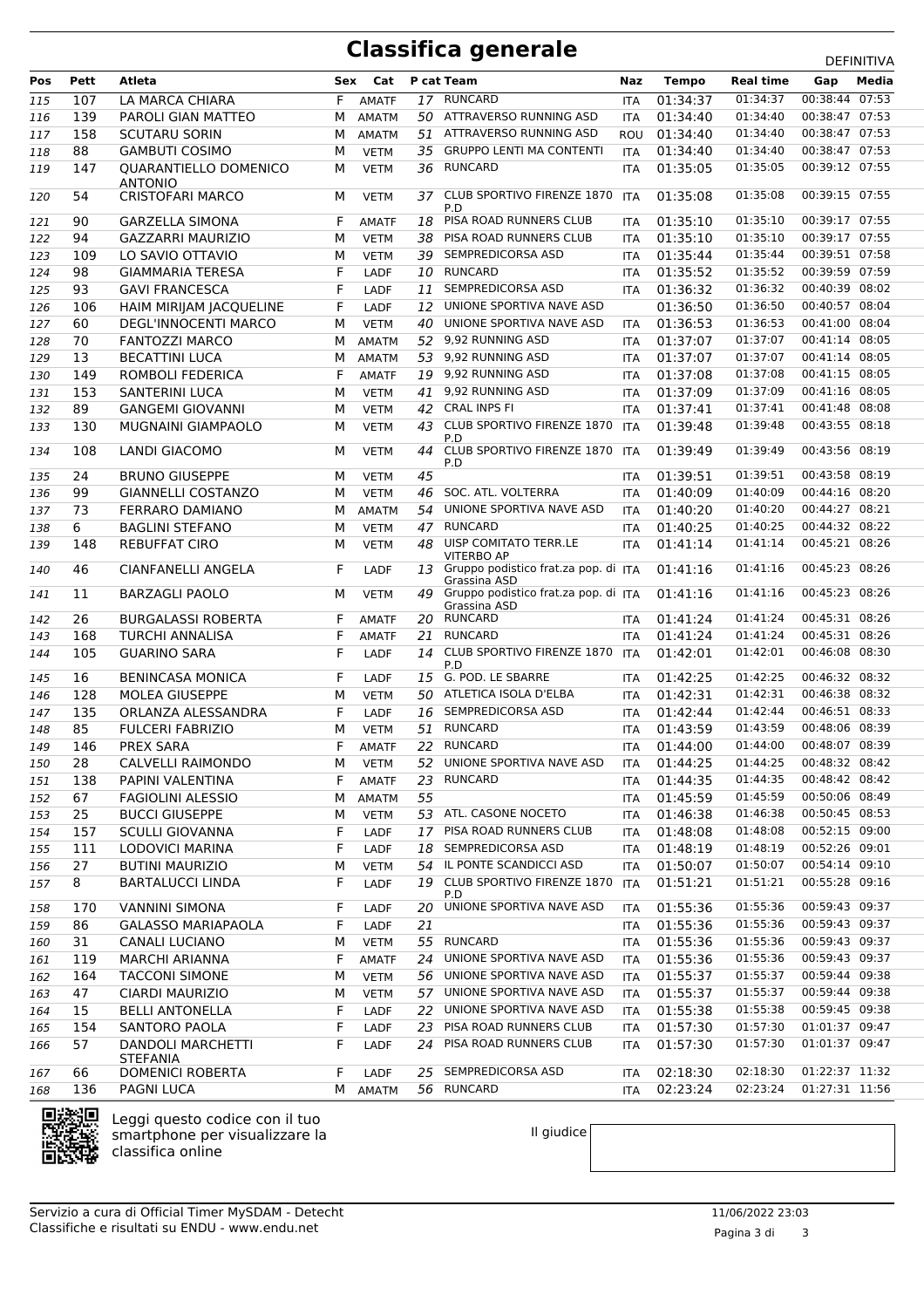# Classifica generale

DEFINITIVA

| Pos | Pett | Atleta | Sex | Cat | P cat | Team | Naz | Tempo | Real time | Gap | Media |
|---|---|---|---|---|---|---|---|---|---|---|---|
| 115 | 107 | LA MARCA CHIARA | F | AMATF | 17 | RUNCARD | ITA | 01:34:37 | 01:34:37 | 00:38:44 | 07:53 |
| 116 | 139 | PAROLI GIAN MATTEO | M | AMATM | 50 | ATTRAVERSO RUNNING ASD | ITA | 01:34:40 | 01:34:40 | 00:38:47 | 07:53 |
| 117 | 158 | SCUTARU SORIN | M | AMATM | 51 | ATTRAVERSO RUNNING ASD | ROU | 01:34:40 | 01:34:40 | 00:38:47 | 07:53 |
| 118 | 88 | GAMBUTI COSIMO | M | VETM | 35 | GRUPPO LENTI MA CONTENTI | ITA | 01:34:40 | 01:34:40 | 00:38:47 | 07:53 |
| 119 | 147 | QUARANTIELLO DOMENICO ANTONIO | M | VETM | 36 | RUNCARD | ITA | 01:35:05 | 01:35:05 | 00:39:12 | 07:55 |
| 120 | 54 | CRISTOFARI MARCO | M | VETM | 37 | CLUB SPORTIVO FIRENZE 1870 P.D | ITA | 01:35:08 | 01:35:08 | 00:39:15 | 07:55 |
| 121 | 90 | GARZELLA SIMONA | F | AMATF | 18 | PISA ROAD RUNNERS CLUB | ITA | 01:35:10 | 01:35:10 | 00:39:17 | 07:55 |
| 122 | 94 | GAZZARRI MAURIZIO | M | VETM | 38 | PISA ROAD RUNNERS CLUB | ITA | 01:35:10 | 01:35:10 | 00:39:17 | 07:55 |
| 123 | 109 | LO SAVIO OTTAVIO | M | VETM | 39 | SEMPREDICORSA ASD | ITA | 01:35:44 | 01:35:44 | 00:39:51 | 07:58 |
| 124 | 98 | GIAMMARIA TERESA | F | LADF | 10 | RUNCARD | ITA | 01:35:52 | 01:35:52 | 00:39:59 | 07:59 |
| 125 | 93 | GAVI FRANCESCA | F | LADF | 11 | SEMPREDICORSA ASD | ITA | 01:36:32 | 01:36:32 | 00:40:39 | 08:02 |
| 126 | 106 | HAIM MIRIJAM JACQUELINE | F | LADF | 12 | UNIONE SPORTIVA NAVE ASD | | 01:36:50 | 01:36:50 | 00:40:57 | 08:04 |
| 127 | 60 | DEGL'INNOCENTI MARCO | M | VETM | 40 | UNIONE SPORTIVA NAVE ASD | ITA | 01:36:53 | 01:36:53 | 00:41:00 | 08:04 |
| 128 | 70 | FANTOZZI MARCO | M | AMATM | 52 | 9,92 RUNNING ASD | ITA | 01:37:07 | 01:37:07 | 00:41:14 | 08:05 |
| 129 | 13 | BECATTINI LUCA | M | AMATM | 53 | 9,92 RUNNING ASD | ITA | 01:37:07 | 01:37:07 | 00:41:14 | 08:05 |
| 130 | 149 | ROMBOLI FEDERICA | F | AMATF | 19 | 9,92 RUNNING ASD | ITA | 01:37:08 | 01:37:08 | 00:41:15 | 08:05 |
| 131 | 153 | SANTERINI LUCA | M | VETM | 41 | 9,92 RUNNING ASD | ITA | 01:37:09 | 01:37:09 | 00:41:16 | 08:05 |
| 132 | 89 | GANGEMI GIOVANNI | M | VETM | 42 | CRAL INPS FI | ITA | 01:37:41 | 01:37:41 | 00:41:48 | 08:08 |
| 133 | 130 | MUGNAINI GIAMPAOLO | M | VETM | 43 | CLUB SPORTIVO FIRENZE 1870 P.D | ITA | 01:39:48 | 01:39:48 | 00:43:55 | 08:18 |
| 134 | 108 | LANDI GIACOMO | M | VETM | 44 | CLUB SPORTIVO FIRENZE 1870 P.D | ITA | 01:39:49 | 01:39:49 | 00:43:56 | 08:19 |
| 135 | 24 | BRUNO GIUSEPPE | M | VETM | 45 | | ITA | 01:39:51 | 01:39:51 | 00:43:58 | 08:19 |
| 136 | 99 | GIANNELLI COSTANZO | M | VETM | 46 | SOC. ATL. VOLTERRA | ITA | 01:40:09 | 01:40:09 | 00:44:16 | 08:20 |
| 137 | 73 | FERRARO DAMIANO | M | AMATM | 54 | UNIONE SPORTIVA NAVE ASD | ITA | 01:40:20 | 01:40:20 | 00:44:27 | 08:21 |
| 138 | 6 | BAGLINI STEFANO | M | VETM | 47 | RUNCARD | ITA | 01:40:25 | 01:40:25 | 00:44:32 | 08:22 |
| 139 | 148 | REBUFFAT CIRO | M | VETM | 48 | UISP COMITATO TERR.LE VITERBO AP | ITA | 01:41:14 | 01:41:14 | 00:45:21 | 08:26 |
| 140 | 46 | CIANFANELLI ANGELA | F | LADF | 13 | Gruppo podistico frat.za pop. di Grassina ASD | ITA | 01:41:16 | 01:41:16 | 00:45:23 | 08:26 |
| 141 | 11 | BARZAGLI PAOLO | M | VETM | 49 | Gruppo podistico frat.za pop. di Grassina ASD | ITA | 01:41:16 | 01:41:16 | 00:45:23 | 08:26 |
| 142 | 26 | BURGALASSI ROBERTA | F | AMATF | 20 | RUNCARD | ITA | 01:41:24 | 01:41:24 | 00:45:31 | 08:26 |
| 143 | 168 | TURCHI ANNALISA | F | AMATF | 21 | RUNCARD | ITA | 01:41:24 | 01:41:24 | 00:45:31 | 08:26 |
| 144 | 105 | GUARINO SARA | F | LADF | 14 | CLUB SPORTIVO FIRENZE 1870 P.D | ITA | 01:42:01 | 01:42:01 | 00:46:08 | 08:30 |
| 145 | 16 | BENINCASA MONICA | F | LADF | 15 | G. POD. LE SBARRE | ITA | 01:42:25 | 01:42:25 | 00:46:32 | 08:32 |
| 146 | 128 | MOLEA GIUSEPPE | M | VETM | 50 | ATLETICA ISOLA D'ELBA | ITA | 01:42:31 | 01:42:31 | 00:46:38 | 08:32 |
| 147 | 135 | ORLANZA ALESSANDRA | F | LADF | 16 | SEMPREDICORSA ASD | ITA | 01:42:44 | 01:42:44 | 00:46:51 | 08:33 |
| 148 | 85 | FULCERI FABRIZIO | M | VETM | 51 | RUNCARD | ITA | 01:43:59 | 01:43:59 | 00:48:06 | 08:39 |
| 149 | 146 | PREX SARA | F | AMATF | 22 | RUNCARD | ITA | 01:44:00 | 01:44:00 | 00:48:07 | 08:39 |
| 150 | 28 | CALVELLI RAIMONDO | M | VETM | 52 | UNIONE SPORTIVA NAVE ASD | ITA | 01:44:25 | 01:44:25 | 00:48:32 | 08:42 |
| 151 | 138 | PAPINI VALENTINA | F | AMATF | 23 | RUNCARD | ITA | 01:44:35 | 01:44:35 | 00:48:42 | 08:42 |
| 152 | 67 | FAGIOLINI ALESSIO | M | AMATM | 55 | | ITA | 01:45:59 | 01:45:59 | 00:50:06 | 08:49 |
| 153 | 25 | BUCCI GIUSEPPE | M | VETM | 53 | ATL. CASONE NOCETO | ITA | 01:46:38 | 01:46:38 | 00:50:45 | 08:53 |
| 154 | 157 | SCULLI GIOVANNA | F | LADF | 17 | PISA ROAD RUNNERS CLUB | ITA | 01:48:08 | 01:48:08 | 00:52:15 | 09:00 |
| 155 | 111 | LODOVICI MARINA | F | LADF | 18 | SEMPREDICORSA ASD | ITA | 01:48:19 | 01:48:19 | 00:52:26 | 09:01 |
| 156 | 27 | BUTINI MAURIZIO | M | VETM | 54 | IL PONTE SCANDICCI ASD | ITA | 01:50:07 | 01:50:07 | 00:54:14 | 09:10 |
| 157 | 8 | BARTALUCCI LINDA | F | LADF | 19 | CLUB SPORTIVO FIRENZE 1870 P.D | ITA | 01:51:21 | 01:51:21 | 00:55:28 | 09:16 |
| 158 | 170 | VANNINI SIMONA | F | LADF | 20 | UNIONE SPORTIVA NAVE ASD | ITA | 01:55:36 | 01:55:36 | 00:59:43 | 09:37 |
| 159 | 86 | GALASSO MARIAPAOLA | F | LADF | 21 | | ITA | 01:55:36 | 01:55:36 | 00:59:43 | 09:37 |
| 160 | 31 | CANALI LUCIANO | M | VETM | 55 | RUNCARD | ITA | 01:55:36 | 01:55:36 | 00:59:43 | 09:37 |
| 161 | 119 | MARCHI ARIANNA | F | AMATF | 24 | UNIONE SPORTIVA NAVE ASD | ITA | 01:55:36 | 01:55:36 | 00:59:43 | 09:37 |
| 162 | 164 | TACCONI SIMONE | M | VETM | 56 | UNIONE SPORTIVA NAVE ASD | ITA | 01:55:37 | 01:55:37 | 00:59:44 | 09:38 |
| 163 | 47 | CIARDI MAURIZIO | M | VETM | 57 | UNIONE SPORTIVA NAVE ASD | ITA | 01:55:37 | 01:55:37 | 00:59:44 | 09:38 |
| 164 | 15 | BELLI ANTONELLA | F | LADF | 22 | UNIONE SPORTIVA NAVE ASD | ITA | 01:55:38 | 01:55:38 | 00:59:45 | 09:38 |
| 165 | 154 | SANTORO PAOLA | F | LADF | 23 | PISA ROAD RUNNERS CLUB | ITA | 01:57:30 | 01:57:30 | 01:01:37 | 09:47 |
| 166 | 57 | DANDOLI MARCHETTI STEFANIA | F | LADF | 24 | PISA ROAD RUNNERS CLUB | ITA | 01:57:30 | 01:57:30 | 01:01:37 | 09:47 |
| 167 | 66 | DOMENICI ROBERTA | F | LADF | 25 | SEMPREDICORSA ASD | ITA | 02:18:30 | 02:18:30 | 01:22:37 | 11:32 |
| 168 | 136 | PAGNI LUCA | M | AMATM | 56 | RUNCARD | ITA | 02:23:24 | 02:23:24 | 01:27:31 | 11:56 |

Leggi questo codice con il tuo smartphone per visualizzare la classifica online

Il giudice

Servizio a cura di Official Timer MySDAM - Detecht
Classifiche e risultati su ENDU - www.endu.net

11/06/2022 23:03